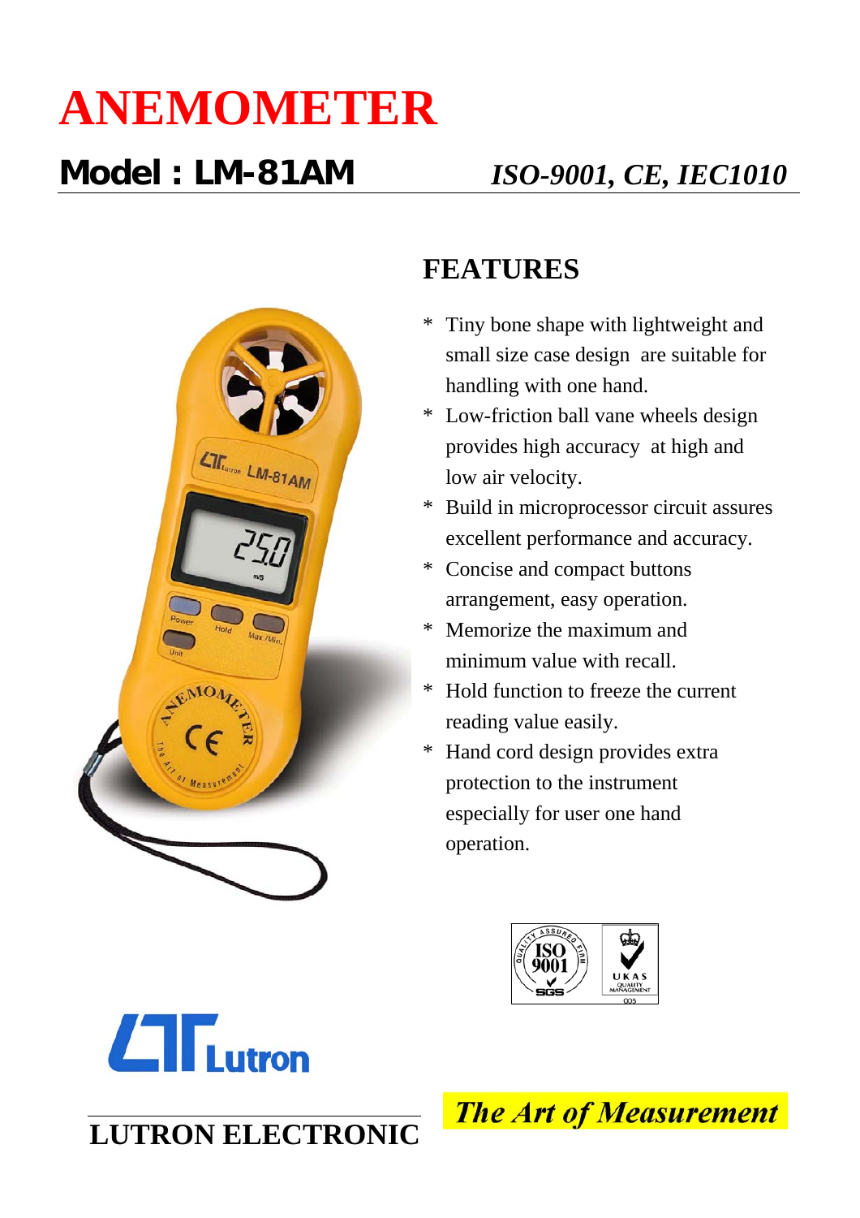# ANEMOMETER

## Model : LM-81AM

*ISO-9001, CE, IEC1010*

## FEATURES

* Tiny bone shape with lightweight and small size case design are suitable for handling with one hand.
* Low-friction ball vane wheels design provides high accuracy at high and low air velocity.
* Build in microprocessor circuit assures excellent performance and accuracy.
* Concise and compact buttons arrangement, easy operation.
* Memorize the maximum and minimum value with recall.
* Hold function to freeze the current reading value easily.
* Hand cord design provides extra protection to the instrument especially for user one hand operation.

Lutron

**LUTRON ELECTRONIC**

***The Art of Measurement***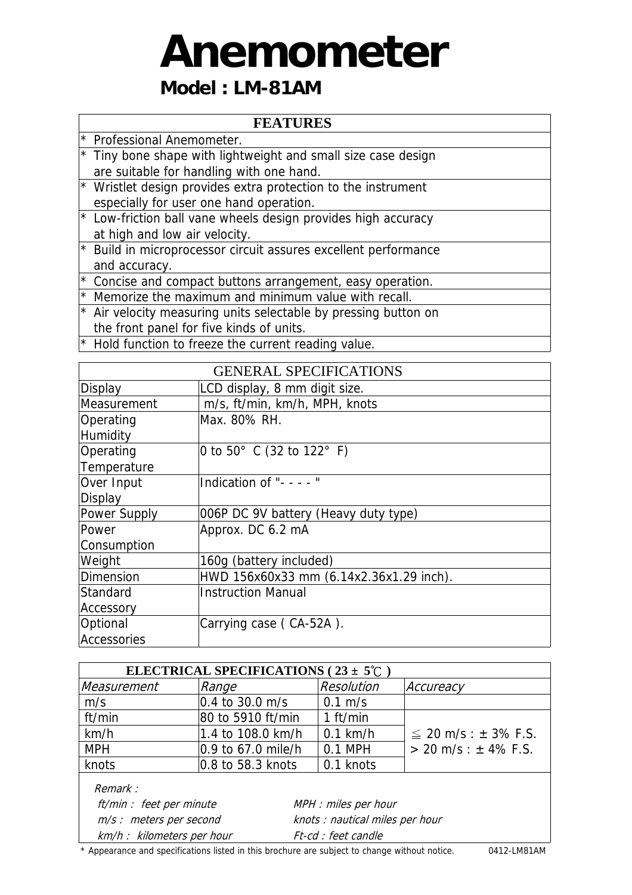# Anemometer

## Model : LM-81AM

| FEATURES |
|---|
| * Professional Anemometer. |
| * Tiny bone shape with lightweight and small size case design are suitable for handling with one hand. |
| * Wristlet design provides extra protection to the instrument especially for user one hand operation. |
| * Low-friction ball vane wheels design provides high accuracy at high and low air velocity. |
| * Build in microprocessor circuit assures excellent performance and accuracy. |
| * Concise and compact buttons arrangement, easy operation. |
| * Memorize the maximum and minimum value with recall. |
| * Air velocity measuring units selectable by pressing button on the front panel for five kinds of units. |
| * Hold function to freeze the current reading value. |

| GENERAL SPECIFICATIONS | |
|---|---|
| Display | LCD display, 8 mm digit size. |
| Measurement | m/s, ft/min, km/h, MPH, knots |
| Operating Humidity | Max. 80% RH. |
| Operating Temperature | 0 to 50° C (32 to 122° F) |
| Over Input Display | Indication of "- - - - " |
| Power Supply | 006P DC 9V battery (Heavy duty type) |
| Power Consumption | Approx. DC 6.2 mA |
| Weight | 160g (battery included) |
| Dimension | HWD 156x60x33 mm (6.14x2.36x1.29 inch). |
| Standard Accessory | Instruction Manual |
| Optional Accessories | Carrying case ( CA-52A ). |

| ELECTRICAL SPECIFICATIONS ( 23 ± 5℃ ) | | | |
|---|---|---|---|
| *Measurement* | *Range* | *Resolution* | *Accureacy* |
| m/s | 0.4 to 30.0 m/s | 0.1 m/s | |
| ft/min | 80 to 5910 ft/min | 1 ft/min | ≦ 20 m/s : ± 3% F.S.<br>> 20 m/s : ± 4% F.S. |
| km/h | 1.4 to 108.0 km/h | 0.1 km/h | |
| MPH | 0.9 to 67.0 mile/h | 0.1 MPH | |
| knots | 0.8 to 58.3 knots | 0.1 knots | |

*Remark :*

*ft/min : feet per minute* *MPH : miles per hour*
*m/s : meters per second* *knots : nautical miles per hour*
*km/h : kilometers per hour* *Ft-cd : feet candle*

* Appearance and specifications listed in this brochure are subject to change without notice. 0412-LM81AM